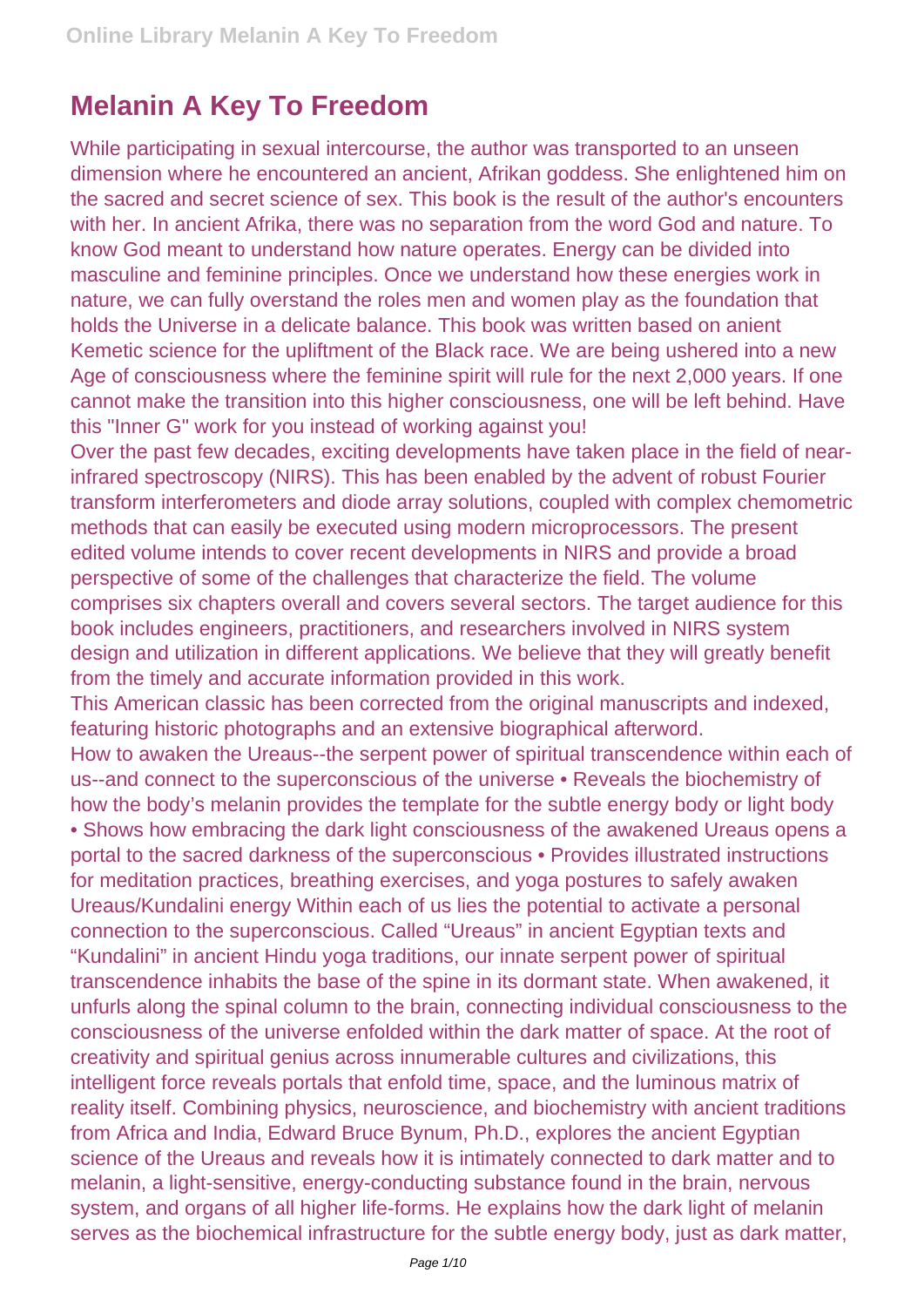# Melanin A Key To Freedom

While participating in sexual intercourse, the author was transported to an unseen dimension where he encountered an ancient, Afrikan goddess. She enlightened him on the sacred and secret science of sex. This book is the result of the author's encounters with her. In ancient Afrika, there was no separation from the word God and nature. To know God meant to understand how nature operates. Energy can be divided into masculine and feminine principles. Once we understand how these energies work in nature, we can fully overstand the roles men and women play as the foundation that holds the Universe in a delicate balance. This book was written based on anient Kemetic science for the upliftment of the Black race. We are being ushered into a new Age of consciousness where the feminine spirit will rule for the next 2,000 years. If one cannot make the transition into this higher consciousness, one will be left behind. Have this "Inner G" work for you instead of working against you!

Over the past few decades, exciting developments have taken place in the field of near-infrared spectroscopy (NIRS). This has been enabled by the advent of robust Fourier transform interferometers and diode array solutions, coupled with complex chemometric methods that can easily be executed using modern microprocessors. The present edited volume intends to cover recent developments in NIRS and provide a broad perspective of some of the challenges that characterize the field. The volume comprises six chapters overall and covers several sectors. The target audience for this book includes engineers, practitioners, and researchers involved in NIRS system design and utilization in different applications. We believe that they will greatly benefit from the timely and accurate information provided in this work.

This American classic has been corrected from the original manuscripts and indexed, featuring historic photographs and an extensive biographical afterword.

How to awaken the Ureaus--the serpent power of spiritual transcendence within each of us--and connect to the superconscious of the universe • Reveals the biochemistry of how the body's melanin provides the template for the subtle energy body or light body • Shows how embracing the dark light consciousness of the awakened Ureaus opens a portal to the sacred darkness of the superconscious • Provides illustrated instructions for meditation practices, breathing exercises, and yoga postures to safely awaken Ureaus/Kundalini energy Within each of us lies the potential to activate a personal connection to the superconscious. Called "Ureaus" in ancient Egyptian texts and "Kundalini" in ancient Hindu yoga traditions, our innate serpent power of spiritual transcendence inhabits the base of the spine in its dormant state. When awakened, it unfurls along the spinal column to the brain, connecting individual consciousness to the consciousness of the universe enfolded within the dark matter of space. At the root of creativity and spiritual genius across innumerable cultures and civilizations, this intelligent force reveals portals that enfold time, space, and the luminous matrix of reality itself. Combining physics, neuroscience, and biochemistry with ancient traditions from Africa and India, Edward Bruce Bynum, Ph.D., explores the ancient Egyptian science of the Ureaus and reveals how it is intimately connected to dark matter and to melanin, a light-sensitive, energy-conducting substance found in the brain, nervous system, and organs of all higher life-forms. He explains how the dark light of melanin serves as the biochemical infrastructure for the subtle energy body, just as dark matter,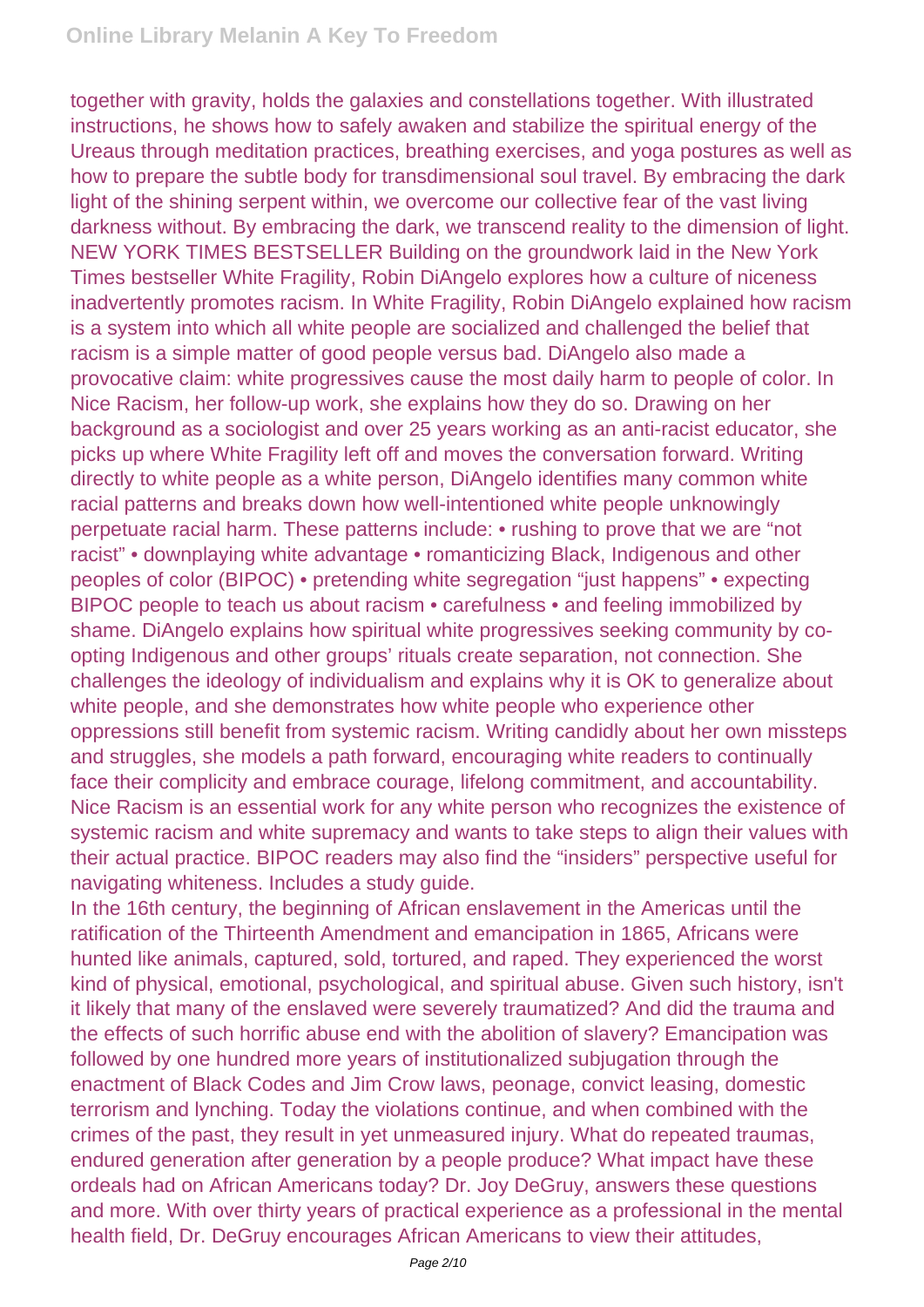together with gravity, holds the galaxies and constellations together. With illustrated instructions, he shows how to safely awaken and stabilize the spiritual energy of the Ureaus through meditation practices, breathing exercises, and yoga postures as well as how to prepare the subtle body for transdimensional soul travel. By embracing the dark light of the shining serpent within, we overcome our collective fear of the vast living darkness without. By embracing the dark, we transcend reality to the dimension of light.

NEW YORK TIMES BESTSELLER Building on the groundwork laid in the New York Times bestseller White Fragility, Robin DiAngelo explores how a culture of niceness inadvertently promotes racism. In White Fragility, Robin DiAngelo explained how racism is a system into which all white people are socialized and challenged the belief that racism is a simple matter of good people versus bad. DiAngelo also made a provocative claim: white progressives cause the most daily harm to people of color. In Nice Racism, her follow-up work, she explains how they do so. Drawing on her background as a sociologist and over 25 years working as an anti-racist educator, she picks up where White Fragility left off and moves the conversation forward. Writing directly to white people as a white person, DiAngelo identifies many common white racial patterns and breaks down how well-intentioned white people unknowingly perpetuate racial harm. These patterns include: • rushing to prove that we are "not racist" • downplaying white advantage • romanticizing Black, Indigenous and other peoples of color (BIPOC) • pretending white segregation "just happens" • expecting BIPOC people to teach us about racism • carefulness • and feeling immobilized by shame. DiAngelo explains how spiritual white progressives seeking community by co-opting Indigenous and other groups' rituals create separation, not connection. She challenges the ideology of individualism and explains why it is OK to generalize about white people, and she demonstrates how white people who experience other oppressions still benefit from systemic racism. Writing candidly about her own missteps and struggles, she models a path forward, encouraging white readers to continually face their complicity and embrace courage, lifelong commitment, and accountability. Nice Racism is an essential work for any white person who recognizes the existence of systemic racism and white supremacy and wants to take steps to align their values with their actual practice. BIPOC readers may also find the "insiders" perspective useful for navigating whiteness. Includes a study guide.

In the 16th century, the beginning of African enslavement in the Americas until the ratification of the Thirteenth Amendment and emancipation in 1865, Africans were hunted like animals, captured, sold, tortured, and raped. They experienced the worst kind of physical, emotional, psychological, and spiritual abuse. Given such history, isn't it likely that many of the enslaved were severely traumatized? And did the trauma and the effects of such horrific abuse end with the abolition of slavery? Emancipation was followed by one hundred more years of institutionalized subjugation through the enactment of Black Codes and Jim Crow laws, peonage, convict leasing, domestic terrorism and lynching. Today the violations continue, and when combined with the crimes of the past, they result in yet unmeasured injury. What do repeated traumas, endured generation after generation by a people produce? What impact have these ordeals had on African Americans today? Dr. Joy DeGruy, answers these questions and more. With over thirty years of practical experience as a professional in the mental health field, Dr. DeGruy encourages African Americans to view their attitudes,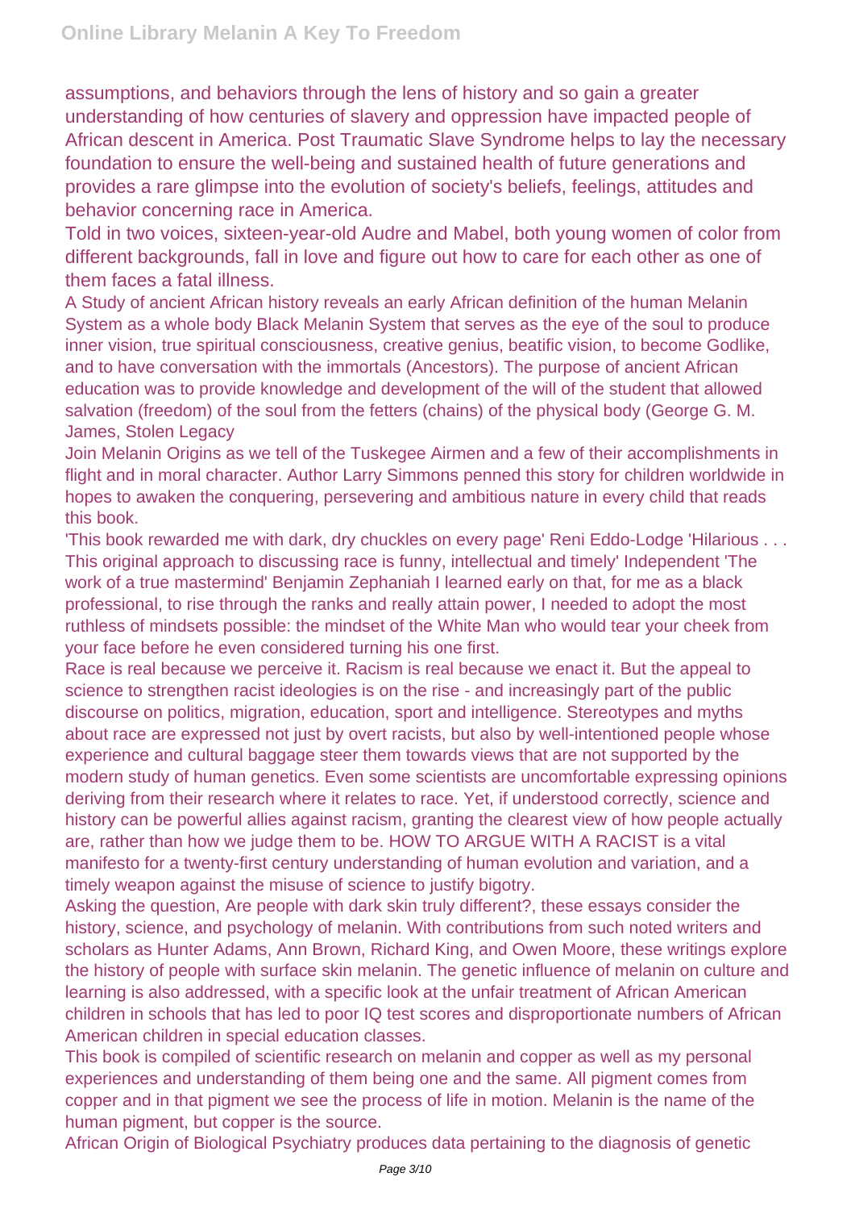assumptions, and behaviors through the lens of history and so gain a greater understanding of how centuries of slavery and oppression have impacted people of African descent in America. Post Traumatic Slave Syndrome helps to lay the necessary foundation to ensure the well-being and sustained health of future generations and provides a rare glimpse into the evolution of society's beliefs, feelings, attitudes and behavior concerning race in America.

Told in two voices, sixteen-year-old Audre and Mabel, both young women of color from different backgrounds, fall in love and figure out how to care for each other as one of them faces a fatal illness.

A Study of ancient African history reveals an early African definition of the human Melanin System as a whole body Black Melanin System that serves as the eye of the soul to produce inner vision, true spiritual consciousness, creative genius, beatific vision, to become Godlike, and to have conversation with the immortals (Ancestors). The purpose of ancient African education was to provide knowledge and development of the will of the student that allowed salvation (freedom) of the soul from the fetters (chains) of the physical body (George G. M. James, Stolen Legacy

Join Melanin Origins as we tell of the Tuskegee Airmen and a few of their accomplishments in flight and in moral character. Author Larry Simmons penned this story for children worldwide in hopes to awaken the conquering, persevering and ambitious nature in every child that reads this book.

'This book rewarded me with dark, dry chuckles on every page' Reni Eddo-Lodge 'Hilarious . . . This original approach to discussing race is funny, intellectual and timely' Independent 'The work of a true mastermind' Benjamin Zephaniah I learned early on that, for me as a black professional, to rise through the ranks and really attain power, I needed to adopt the most ruthless of mindsets possible: the mindset of the White Man who would tear your cheek from your face before he even considered turning his one first.

Race is real because we perceive it. Racism is real because we enact it. But the appeal to science to strengthen racist ideologies is on the rise - and increasingly part of the public discourse on politics, migration, education, sport and intelligence. Stereotypes and myths about race are expressed not just by overt racists, but also by well-intentioned people whose experience and cultural baggage steer them towards views that are not supported by the modern study of human genetics. Even some scientists are uncomfortable expressing opinions deriving from their research where it relates to race. Yet, if understood correctly, science and history can be powerful allies against racism, granting the clearest view of how people actually are, rather than how we judge them to be. HOW TO ARGUE WITH A RACIST is a vital manifesto for a twenty-first century understanding of human evolution and variation, and a timely weapon against the misuse of science to justify bigotry.

Asking the question, Are people with dark skin truly different?, these essays consider the history, science, and psychology of melanin. With contributions from such noted writers and scholars as Hunter Adams, Ann Brown, Richard King, and Owen Moore, these writings explore the history of people with surface skin melanin. The genetic influence of melanin on culture and learning is also addressed, with a specific look at the unfair treatment of African American children in schools that has led to poor IQ test scores and disproportionate numbers of African American children in special education classes.

This book is compiled of scientific research on melanin and copper as well as my personal experiences and understanding of them being one and the same. All pigment comes from copper and in that pigment we see the process of life in motion. Melanin is the name of the human pigment, but copper is the source.

African Origin of Biological Psychiatry produces data pertaining to the diagnosis of genetic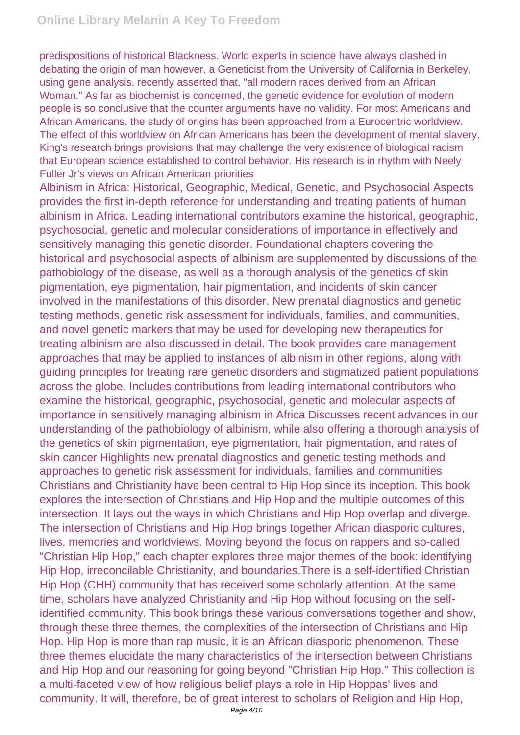predispositions of historical Blackness. World experts in science have always clashed in debating the origin of man however, a Geneticist from the University of California in Berkeley, using gene analysis, recently asserted that, "all modern races derived from an African Woman." As far as biochemist is concerned, the genetic evidence for evolution of modern people is so conclusive that the counter arguments have no validity. For most Americans and African Americans, the study of origins has been approached from a Eurocentric worldview. The effect of this worldview on African Americans has been the development of mental slavery. King's research brings provisions that may challenge the very existence of biological racism that European science established to control behavior. His research is in rhythm with Neely Fuller Jr's views on African American priorities

Albinism in Africa: Historical, Geographic, Medical, Genetic, and Psychosocial Aspects provides the first in-depth reference for understanding and treating patients of human albinism in Africa. Leading international contributors examine the historical, geographic, psychosocial, genetic and molecular considerations of importance in effectively and sensitively managing this genetic disorder. Foundational chapters covering the historical and psychosocial aspects of albinism are supplemented by discussions of the pathobiology of the disease, as well as a thorough analysis of the genetics of skin pigmentation, eye pigmentation, hair pigmentation, and incidents of skin cancer involved in the manifestations of this disorder. New prenatal diagnostics and genetic testing methods, genetic risk assessment for individuals, families, and communities, and novel genetic markers that may be used for developing new therapeutics for treating albinism are also discussed in detail. The book provides care management approaches that may be applied to instances of albinism in other regions, along with guiding principles for treating rare genetic disorders and stigmatized patient populations across the globe. Includes contributions from leading international contributors who examine the historical, geographic, psychosocial, genetic and molecular aspects of importance in sensitively managing albinism in Africa Discusses recent advances in our understanding of the pathobiology of albinism, while also offering a thorough analysis of the genetics of skin pigmentation, eye pigmentation, hair pigmentation, and rates of skin cancer Highlights new prenatal diagnostics and genetic testing methods and approaches to genetic risk assessment for individuals, families and communities

Christians and Christianity have been central to Hip Hop since its inception. This book explores the intersection of Christians and Hip Hop and the multiple outcomes of this intersection. It lays out the ways in which Christians and Hip Hop overlap and diverge. The intersection of Christians and Hip Hop brings together African diasporic cultures, lives, memories and worldviews. Moving beyond the focus on rappers and so-called "Christian Hip Hop," each chapter explores three major themes of the book: identifying Hip Hop, irreconcilable Christianity, and boundaries.There is a self-identified Christian Hip Hop (CHH) community that has received some scholarly attention. At the same time, scholars have analyzed Christianity and Hip Hop without focusing on the self-identified community. This book brings these various conversations together and show, through these three themes, the complexities of the intersection of Christians and Hip Hop. Hip Hop is more than rap music, it is an African diasporic phenomenon. These three themes elucidate the many characteristics of the intersection between Christians and Hip Hop and our reasoning for going beyond "Christian Hip Hop." This collection is a multi-faceted view of how religious belief plays a role in Hip Hoppas' lives and community. It will, therefore, be of great interest to scholars of Religion and Hip Hop,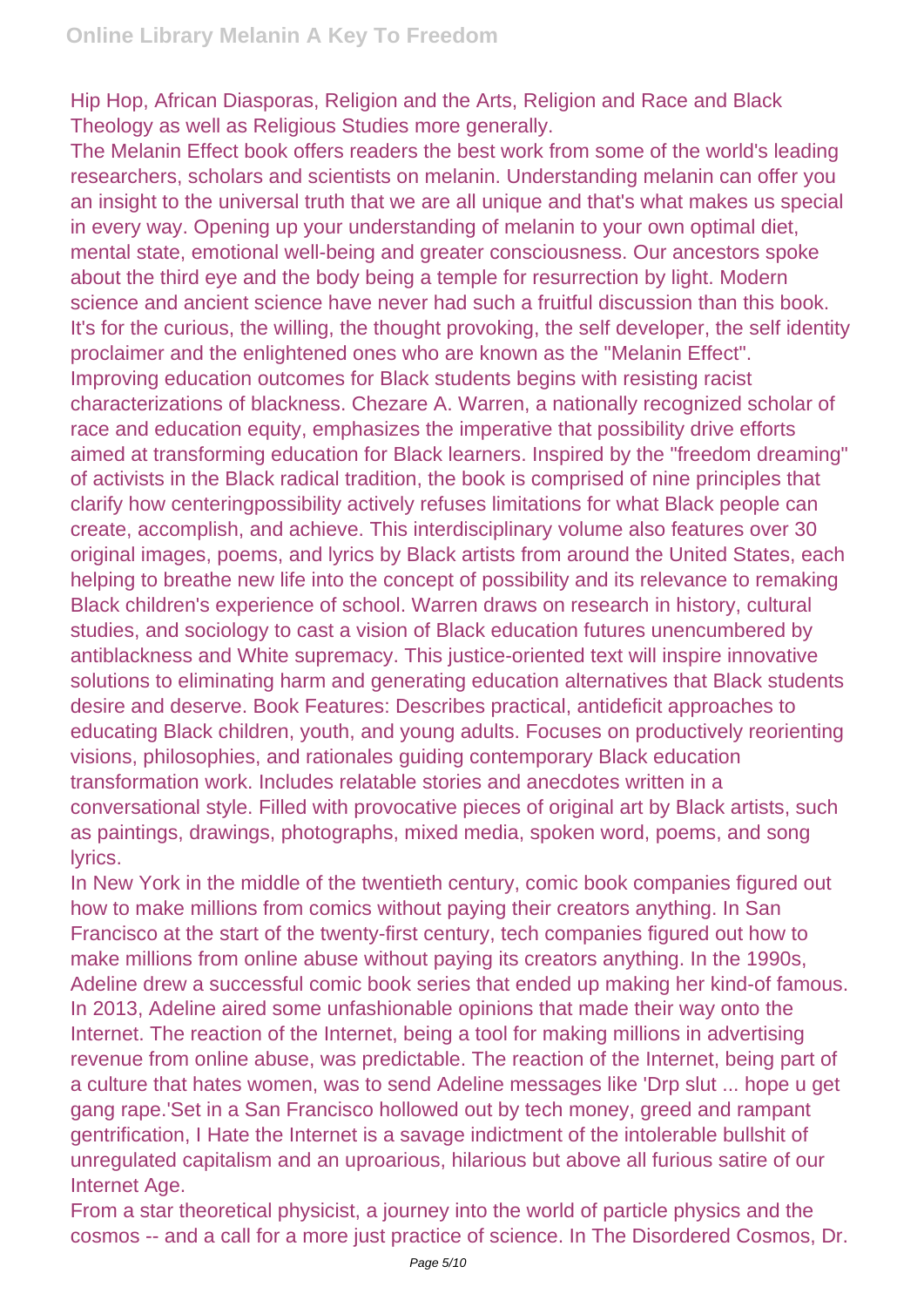Hip Hop, African Diasporas, Religion and the Arts, Religion and Race and Black Theology as well as Religious Studies more generally.

The Melanin Effect book offers readers the best work from some of the world's leading researchers, scholars and scientists on melanin. Understanding melanin can offer you an insight to the universal truth that we are all unique and that's what makes us special in every way. Opening up your understanding of melanin to your own optimal diet, mental state, emotional well-being and greater consciousness. Our ancestors spoke about the third eye and the body being a temple for resurrection by light. Modern science and ancient science have never had such a fruitful discussion than this book. It's for the curious, the willing, the thought provoking, the self developer, the self identity proclaimer and the enlightened ones who are known as the "Melanin Effect".

Improving education outcomes for Black students begins with resisting racist characterizations of blackness. Chezare A. Warren, a nationally recognized scholar of race and education equity, emphasizes the imperative that possibility drive efforts aimed at transforming education for Black learners. Inspired by the "freedom dreaming" of activists in the Black radical tradition, the book is comprised of nine principles that clarify how centeringpossibility actively refuses limitations for what Black people can create, accomplish, and achieve. This interdisciplinary volume also features over 30 original images, poems, and lyrics by Black artists from around the United States, each helping to breathe new life into the concept of possibility and its relevance to remaking Black children's experience of school. Warren draws on research in history, cultural studies, and sociology to cast a vision of Black education futures unencumbered by antiblackness and White supremacy. This justice-oriented text will inspire innovative solutions to eliminating harm and generating education alternatives that Black students desire and deserve. Book Features: Describes practical, antideficit approaches to educating Black children, youth, and young adults. Focuses on productively reorienting visions, philosophies, and rationales guiding contemporary Black education transformation work. Includes relatable stories and anecdotes written in a conversational style. Filled with provocative pieces of original art by Black artists, such as paintings, drawings, photographs, mixed media, spoken word, poems, and song lyrics.

In New York in the middle of the twentieth century, comic book companies figured out how to make millions from comics without paying their creators anything. In San Francisco at the start of the twenty-first century, tech companies figured out how to make millions from online abuse without paying its creators anything. In the 1990s, Adeline drew a successful comic book series that ended up making her kind-of famous. In 2013, Adeline aired some unfashionable opinions that made their way onto the Internet. The reaction of the Internet, being a tool for making millions in advertising revenue from online abuse, was predictable. The reaction of the Internet, being part of a culture that hates women, was to send Adeline messages like 'Drp slut ... hope u get gang rape.'Set in a San Francisco hollowed out by tech money, greed and rampant gentrification, I Hate the Internet is a savage indictment of the intolerable bullshit of unregulated capitalism and an uproarious, hilarious but above all furious satire of our Internet Age.

From a star theoretical physicist, a journey into the world of particle physics and the cosmos -- and a call for a more just practice of science. In The Disordered Cosmos, Dr.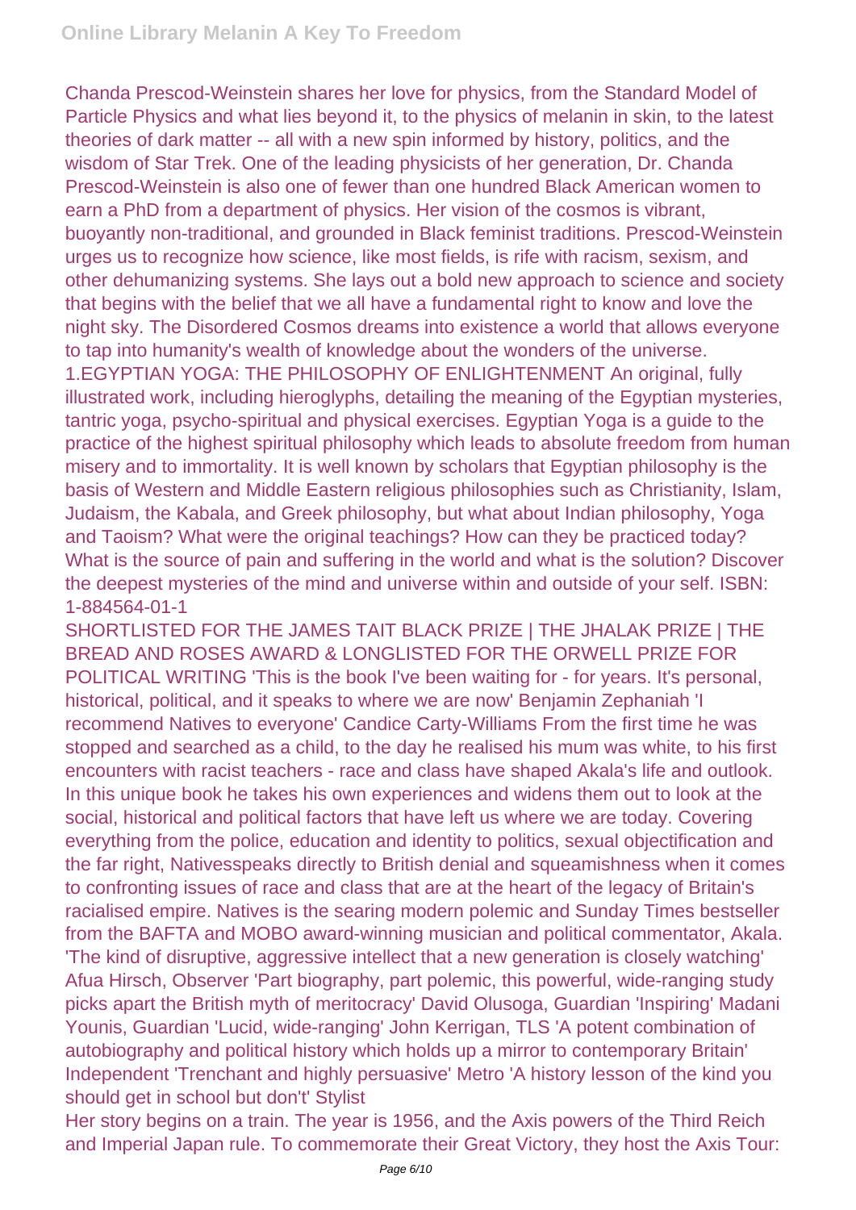Chanda Prescod-Weinstein shares her love for physics, from the Standard Model of Particle Physics and what lies beyond it, to the physics of melanin in skin, to the latest theories of dark matter -- all with a new spin informed by history, politics, and the wisdom of Star Trek. One of the leading physicists of her generation, Dr. Chanda Prescod-Weinstein is also one of fewer than one hundred Black American women to earn a PhD from a department of physics. Her vision of the cosmos is vibrant, buoyantly non-traditional, and grounded in Black feminist traditions. Prescod-Weinstein urges us to recognize how science, like most fields, is rife with racism, sexism, and other dehumanizing systems. She lays out a bold new approach to science and society that begins with the belief that we all have a fundamental right to know and love the night sky. The Disordered Cosmos dreams into existence a world that allows everyone to tap into humanity's wealth of knowledge about the wonders of the universe.

1.EGYPTIAN YOGA: THE PHILOSOPHY OF ENLIGHTENMENT An original, fully illustrated work, including hieroglyphs, detailing the meaning of the Egyptian mysteries, tantric yoga, psycho-spiritual and physical exercises. Egyptian Yoga is a guide to the practice of the highest spiritual philosophy which leads to absolute freedom from human misery and to immortality. It is well known by scholars that Egyptian philosophy is the basis of Western and Middle Eastern religious philosophies such as Christianity, Islam, Judaism, the Kabala, and Greek philosophy, but what about Indian philosophy, Yoga and Taoism? What were the original teachings? How can they be practiced today? What is the source of pain and suffering in the world and what is the solution? Discover the deepest mysteries of the mind and universe within and outside of your self. ISBN: 1-884564-01-1

SHORTLISTED FOR THE JAMES TAIT BLACK PRIZE | THE JHALAK PRIZE | THE BREAD AND ROSES AWARD & LONGLISTED FOR THE ORWELL PRIZE FOR POLITICAL WRITING 'This is the book I've been waiting for - for years. It's personal, historical, political, and it speaks to where we are now' Benjamin Zephaniah 'I recommend Natives to everyone' Candice Carty-Williams From the first time he was stopped and searched as a child, to the day he realised his mum was white, to his first encounters with racist teachers - race and class have shaped Akala's life and outlook. In this unique book he takes his own experiences and widens them out to look at the social, historical and political factors that have left us where we are today. Covering everything from the police, education and identity to politics, sexual objectification and the far right, Nativesspeaks directly to British denial and squeamishness when it comes to confronting issues of race and class that are at the heart of the legacy of Britain's racialised empire. Natives is the searing modern polemic and Sunday Times bestseller from the BAFTA and MOBO award-winning musician and political commentator, Akala. 'The kind of disruptive, aggressive intellect that a new generation is closely watching' Afua Hirsch, Observer 'Part biography, part polemic, this powerful, wide-ranging study picks apart the British myth of meritocracy' David Olusoga, Guardian 'Inspiring' Madani Younis, Guardian 'Lucid, wide-ranging' John Kerrigan, TLS 'A potent combination of autobiography and political history which holds up a mirror to contemporary Britain' Independent 'Trenchant and highly persuasive' Metro 'A history lesson of the kind you should get in school but don't' Stylist

Her story begins on a train. The year is 1956, and the Axis powers of the Third Reich and Imperial Japan rule. To commemorate their Great Victory, they host the Axis Tour: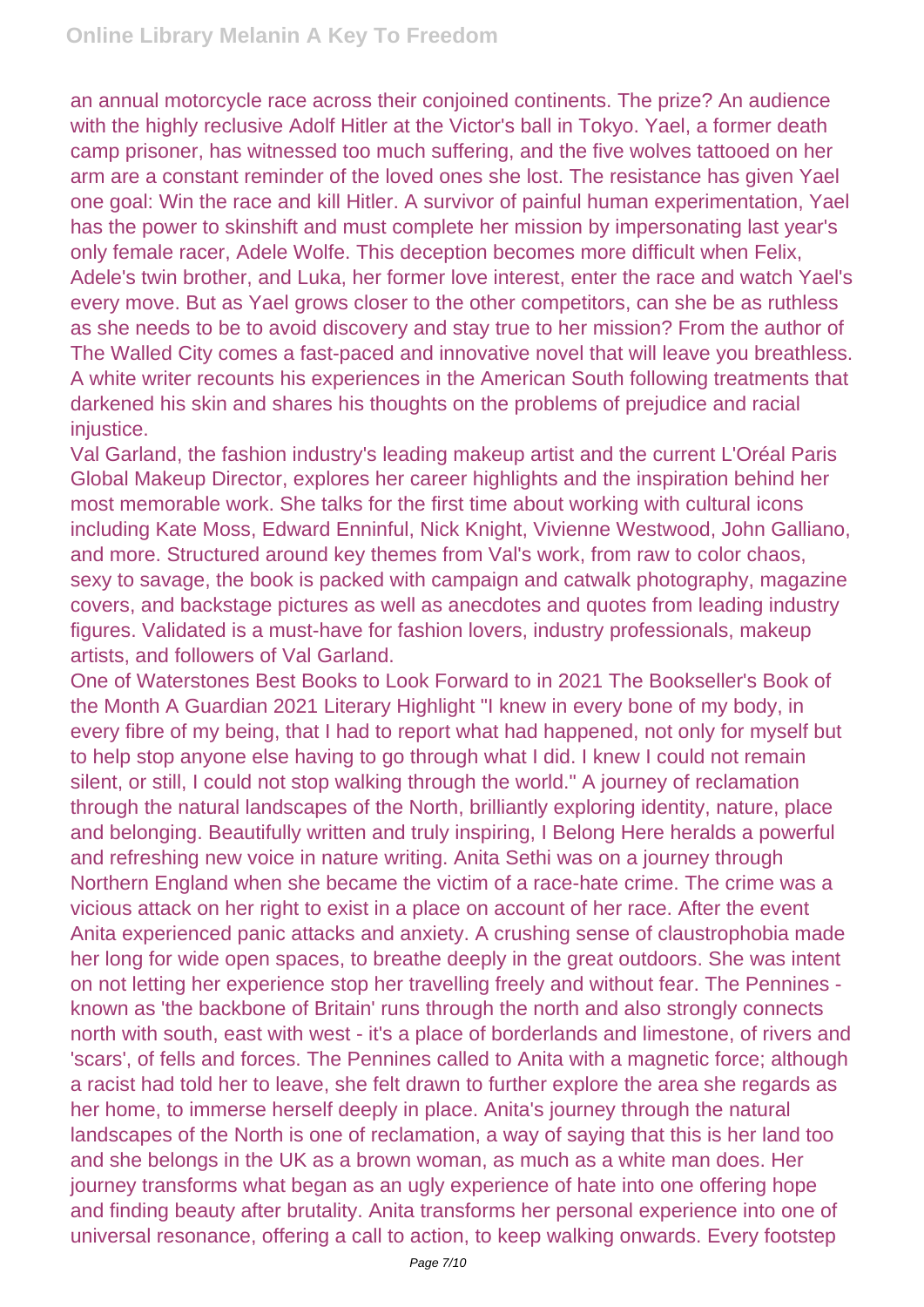an annual motorcycle race across their conjoined continents. The prize? An audience with the highly reclusive Adolf Hitler at the Victor's ball in Tokyo. Yael, a former death camp prisoner, has witnessed too much suffering, and the five wolves tattooed on her arm are a constant reminder of the loved ones she lost. The resistance has given Yael one goal: Win the race and kill Hitler. A survivor of painful human experimentation, Yael has the power to skinshift and must complete her mission by impersonating last year's only female racer, Adele Wolfe. This deception becomes more difficult when Felix, Adele's twin brother, and Luka, her former love interest, enter the race and watch Yael's every move. But as Yael grows closer to the other competitors, can she be as ruthless as she needs to be to avoid discovery and stay true to her mission? From the author of The Walled City comes a fast-paced and innovative novel that will leave you breathless. A white writer recounts his experiences in the American South following treatments that darkened his skin and shares his thoughts on the problems of prejudice and racial injustice.

Val Garland, the fashion industry's leading makeup artist and the current L'Oréal Paris Global Makeup Director, explores her career highlights and the inspiration behind her most memorable work. She talks for the first time about working with cultural icons including Kate Moss, Edward Enninful, Nick Knight, Vivienne Westwood, John Galliano, and more. Structured around key themes from Val's work, from raw to color chaos, sexy to savage, the book is packed with campaign and catwalk photography, magazine covers, and backstage pictures as well as anecdotes and quotes from leading industry figures. Validated is a must-have for fashion lovers, industry professionals, makeup artists, and followers of Val Garland.

One of Waterstones Best Books to Look Forward to in 2021 The Bookseller's Book of the Month A Guardian 2021 Literary Highlight "I knew in every bone of my body, in every fibre of my being, that I had to report what had happened, not only for myself but to help stop anyone else having to go through what I did. I knew I could not remain silent, or still, I could not stop walking through the world." A journey of reclamation through the natural landscapes of the North, brilliantly exploring identity, nature, place and belonging. Beautifully written and truly inspiring, I Belong Here heralds a powerful and refreshing new voice in nature writing. Anita Sethi was on a journey through Northern England when she became the victim of a race-hate crime. The crime was a vicious attack on her right to exist in a place on account of her race. After the event Anita experienced panic attacks and anxiety. A crushing sense of claustrophobia made her long for wide open spaces, to breathe deeply in the great outdoors. She was intent on not letting her experience stop her travelling freely and without fear. The Pennines - known as 'the backbone of Britain' runs through the north and also strongly connects north with south, east with west - it's a place of borderlands and limestone, of rivers and 'scars', of fells and forces. The Pennines called to Anita with a magnetic force; although a racist had told her to leave, she felt drawn to further explore the area she regards as her home, to immerse herself deeply in place. Anita's journey through the natural landscapes of the North is one of reclamation, a way of saying that this is her land too and she belongs in the UK as a brown woman, as much as a white man does. Her journey transforms what began as an ugly experience of hate into one offering hope and finding beauty after brutality. Anita transforms her personal experience into one of universal resonance, offering a call to action, to keep walking onwards. Every footstep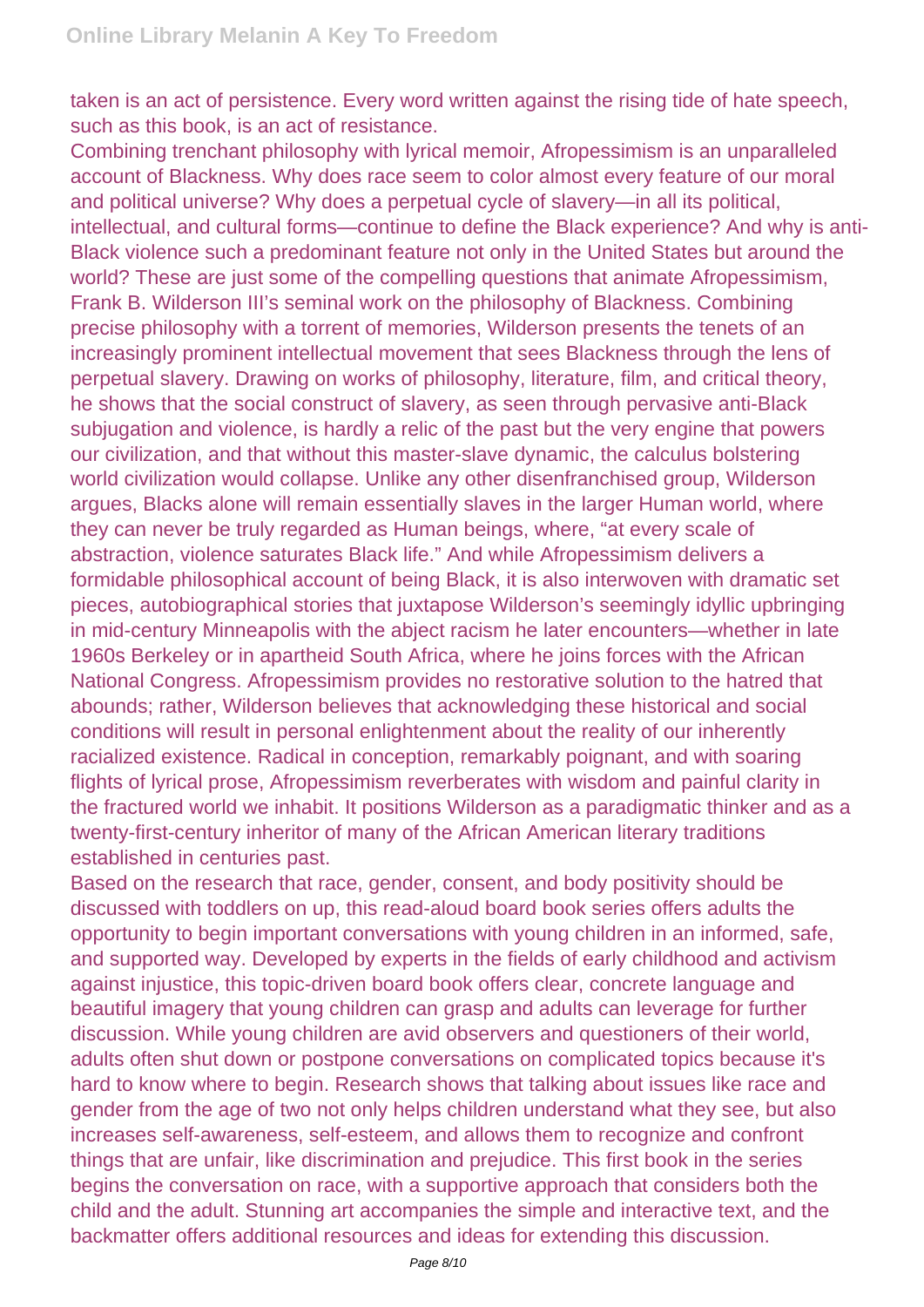taken is an act of persistence. Every word written against the rising tide of hate speech, such as this book, is an act of resistance.

Combining trenchant philosophy with lyrical memoir, Afropessimism is an unparalleled account of Blackness. Why does race seem to color almost every feature of our moral and political universe? Why does a perpetual cycle of slavery—in all its political, intellectual, and cultural forms—continue to define the Black experience? And why is anti-Black violence such a predominant feature not only in the United States but around the world? These are just some of the compelling questions that animate Afropessimism, Frank B. Wilderson III's seminal work on the philosophy of Blackness. Combining precise philosophy with a torrent of memories, Wilderson presents the tenets of an increasingly prominent intellectual movement that sees Blackness through the lens of perpetual slavery. Drawing on works of philosophy, literature, film, and critical theory, he shows that the social construct of slavery, as seen through pervasive anti-Black subjugation and violence, is hardly a relic of the past but the very engine that powers our civilization, and that without this master-slave dynamic, the calculus bolstering world civilization would collapse. Unlike any other disenfranchised group, Wilderson argues, Blacks alone will remain essentially slaves in the larger Human world, where they can never be truly regarded as Human beings, where, "at every scale of abstraction, violence saturates Black life." And while Afropessimism delivers a formidable philosophical account of being Black, it is also interwoven with dramatic set pieces, autobiographical stories that juxtapose Wilderson's seemingly idyllic upbringing in mid-century Minneapolis with the abject racism he later encounters—whether in late 1960s Berkeley or in apartheid South Africa, where he joins forces with the African National Congress. Afropessimism provides no restorative solution to the hatred that abounds; rather, Wilderson believes that acknowledging these historical and social conditions will result in personal enlightenment about the reality of our inherently racialized existence. Radical in conception, remarkably poignant, and with soaring flights of lyrical prose, Afropessimism reverberates with wisdom and painful clarity in the fractured world we inhabit. It positions Wilderson as a paradigmatic thinker and as a twenty-first-century inheritor of many of the African American literary traditions established in centuries past.

Based on the research that race, gender, consent, and body positivity should be discussed with toddlers on up, this read-aloud board book series offers adults the opportunity to begin important conversations with young children in an informed, safe, and supported way. Developed by experts in the fields of early childhood and activism against injustice, this topic-driven board book offers clear, concrete language and beautiful imagery that young children can grasp and adults can leverage for further discussion. While young children are avid observers and questioners of their world, adults often shut down or postpone conversations on complicated topics because it's hard to know where to begin. Research shows that talking about issues like race and gender from the age of two not only helps children understand what they see, but also increases self-awareness, self-esteem, and allows them to recognize and confront things that are unfair, like discrimination and prejudice. This first book in the series begins the conversation on race, with a supportive approach that considers both the child and the adult. Stunning art accompanies the simple and interactive text, and the backmatter offers additional resources and ideas for extending this discussion.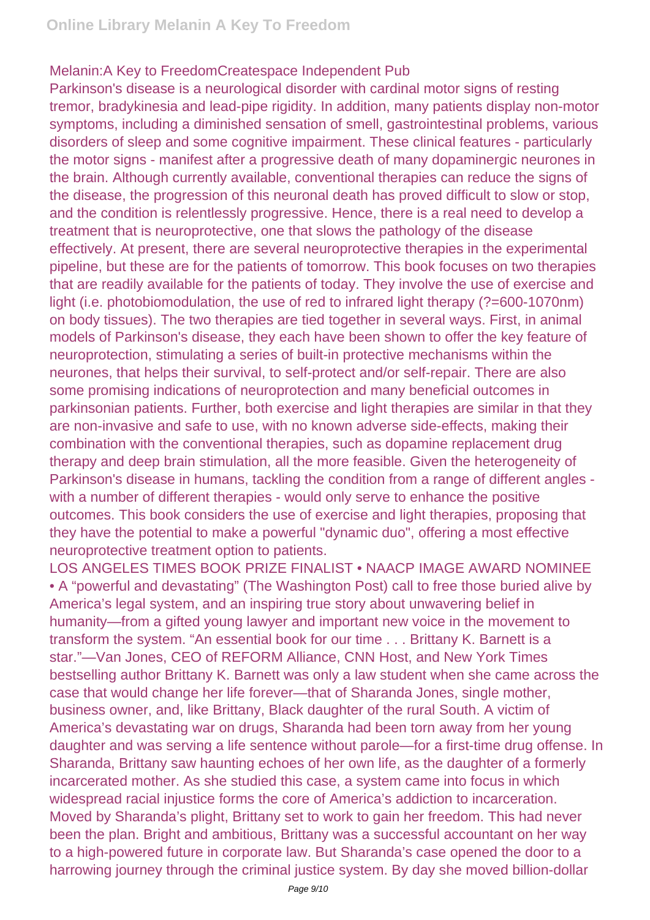Melanin:A Key to FreedomCreatespace Independent Pub

Parkinson's disease is a neurological disorder with cardinal motor signs of resting tremor, bradykinesia and lead-pipe rigidity. In addition, many patients display non-motor symptoms, including a diminished sensation of smell, gastrointestinal problems, various disorders of sleep and some cognitive impairment. These clinical features - particularly the motor signs - manifest after a progressive death of many dopaminergic neurones in the brain. Although currently available, conventional therapies can reduce the signs of the disease, the progression of this neuronal death has proved difficult to slow or stop, and the condition is relentlessly progressive. Hence, there is a real need to develop a treatment that is neuroprotective, one that slows the pathology of the disease effectively. At present, there are several neuroprotective therapies in the experimental pipeline, but these are for the patients of tomorrow. This book focuses on two therapies that are readily available for the patients of today. They involve the use of exercise and light (i.e. photobiomodulation, the use of red to infrared light therapy (?=600-1070nm) on body tissues). The two therapies are tied together in several ways. First, in animal models of Parkinson's disease, they each have been shown to offer the key feature of neuroprotection, stimulating a series of built-in protective mechanisms within the neurones, that helps their survival, to self-protect and/or self-repair. There are also some promising indications of neuroprotection and many beneficial outcomes in parkinsonian patients. Further, both exercise and light therapies are similar in that they are non-invasive and safe to use, with no known adverse side-effects, making their combination with the conventional therapies, such as dopamine replacement drug therapy and deep brain stimulation, all the more feasible. Given the heterogeneity of Parkinson's disease in humans, tackling the condition from a range of different angles - with a number of different therapies - would only serve to enhance the positive outcomes. This book considers the use of exercise and light therapies, proposing that they have the potential to make a powerful "dynamic duo", offering a most effective neuroprotective treatment option to patients.

LOS ANGELES TIMES BOOK PRIZE FINALIST • NAACP IMAGE AWARD NOMINEE • A "powerful and devastating" (The Washington Post) call to free those buried alive by America's legal system, and an inspiring true story about unwavering belief in humanity—from a gifted young lawyer and important new voice in the movement to transform the system. "An essential book for our time . . . Brittany K. Barnett is a star."—Van Jones, CEO of REFORM Alliance, CNN Host, and New York Times bestselling author Brittany K. Barnett was only a law student when she came across the case that would change her life forever—that of Sharanda Jones, single mother, business owner, and, like Brittany, Black daughter of the rural South. A victim of America's devastating war on drugs, Sharanda had been torn away from her young daughter and was serving a life sentence without parole—for a first-time drug offense. In Sharanda, Brittany saw haunting echoes of her own life, as the daughter of a formerly incarcerated mother. As she studied this case, a system came into focus in which widespread racial injustice forms the core of America's addiction to incarceration. Moved by Sharanda's plight, Brittany set to work to gain her freedom. This had never been the plan. Bright and ambitious, Brittany was a successful accountant on her way to a high-powered future in corporate law. But Sharanda's case opened the door to a harrowing journey through the criminal justice system. By day she moved billion-dollar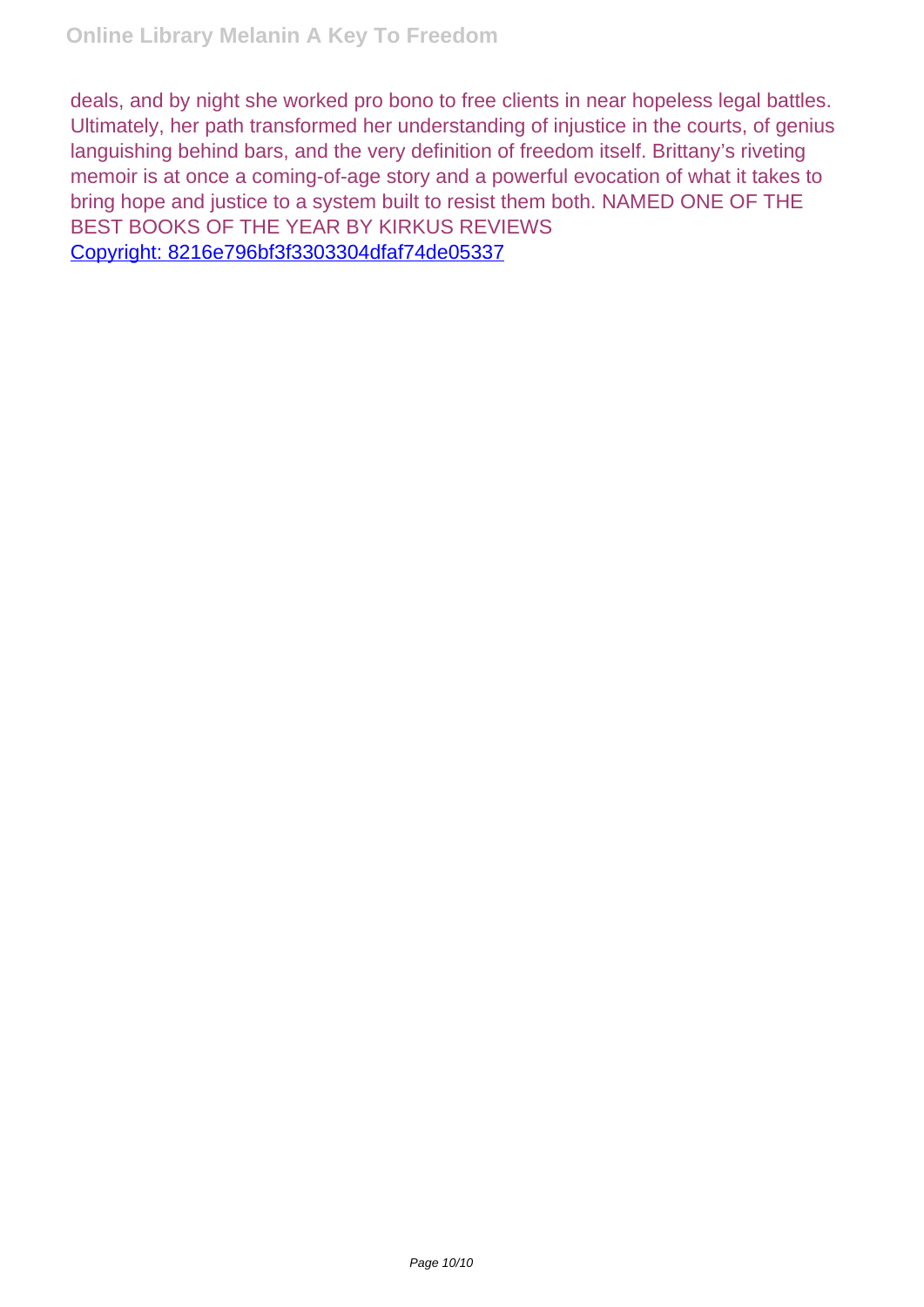deals, and by night she worked pro bono to free clients in near hopeless legal battles. Ultimately, her path transformed her understanding of injustice in the courts, of genius languishing behind bars, and the very definition of freedom itself. Brittany's riveting memoir is at once a coming-of-age story and a powerful evocation of what it takes to bring hope and justice to a system built to resist them both. NAMED ONE OF THE BEST BOOKS OF THE YEAR BY KIRKUS REVIEWS

Copyright: 8216e796bf3f3303304dfaf74de05337